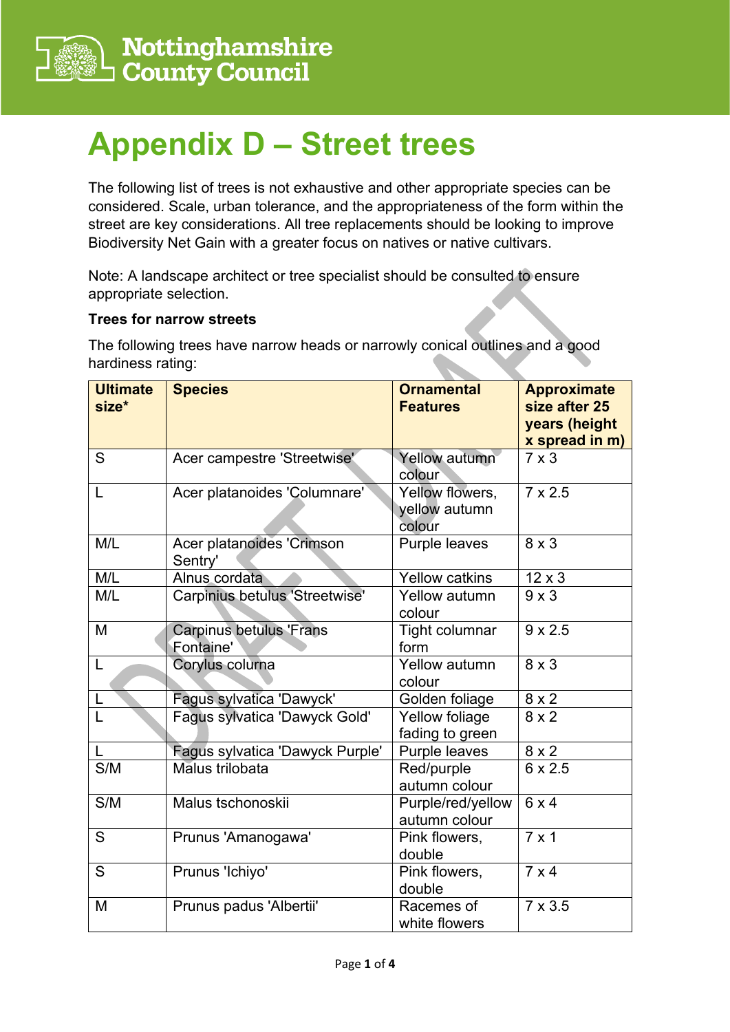# Appendix D – Street trees

The following list of trees is not exhaustive and other appropriate species can be considered. Scale, urban tolerance, and the appropriateness of the form within the street are key considerations. All tree replacements should be looking to improve Biodiversity Net Gain with a greater focus on natives or native cultivars.

Note: A landscape architect or tree specialist should be consulted to ensure appropriate selection.

**Trees for narrow streets**

The following trees have narrow heads or narrowly conical outlines and a good hardiness rating:

| Ultimate size* | Species | Ornamental Features | Approximate size after 25 years (height x spread in m) |
|---|---|---|---|
| S | Acer campestre 'Streetwise' | Yellow autumn colour | 7 x 3 |
| L | Acer platanoides 'Columnare' | Yellow flowers, yellow autumn colour | 7 x 2.5 |
| M/L | Acer platanoides 'Crimson Sentry' | Purple leaves | 8 x 3 |
| M/L | Alnus cordata | Yellow catkins | 12 x 3 |
| M/L | Carpinius betulus 'Streetwise' | Yellow autumn colour | 9 x 3 |
| M | Carpinus betulus 'Frans Fontaine' | Tight columnar form | 9 x 2.5 |
| L | Corylus colurna | Yellow autumn colour | 8 x 3 |
| L | Fagus sylvatica 'Dawyck' | Golden foliage | 8 x 2 |
| L | Fagus sylvatica 'Dawyck Gold' | Yellow foliage fading to green | 8 x 2 |
| L | Fagus sylvatica 'Dawyck Purple' | Purple leaves | 8 x 2 |
| S/M | Malus trilobata | Red/purple autumn colour | 6 x 2.5 |
| S/M | Malus tschonoskii | Purple/red/yellow autumn colour | 6 x 4 |
| S | Prunus 'Amanogawa' | Pink flowers, double | 7 x 1 |
| S | Prunus 'Ichiyo' | Pink flowers, double | 7 x 4 |
| M | Prunus padus 'Albertii' | Racemes of white flowers | 7 x 3.5 |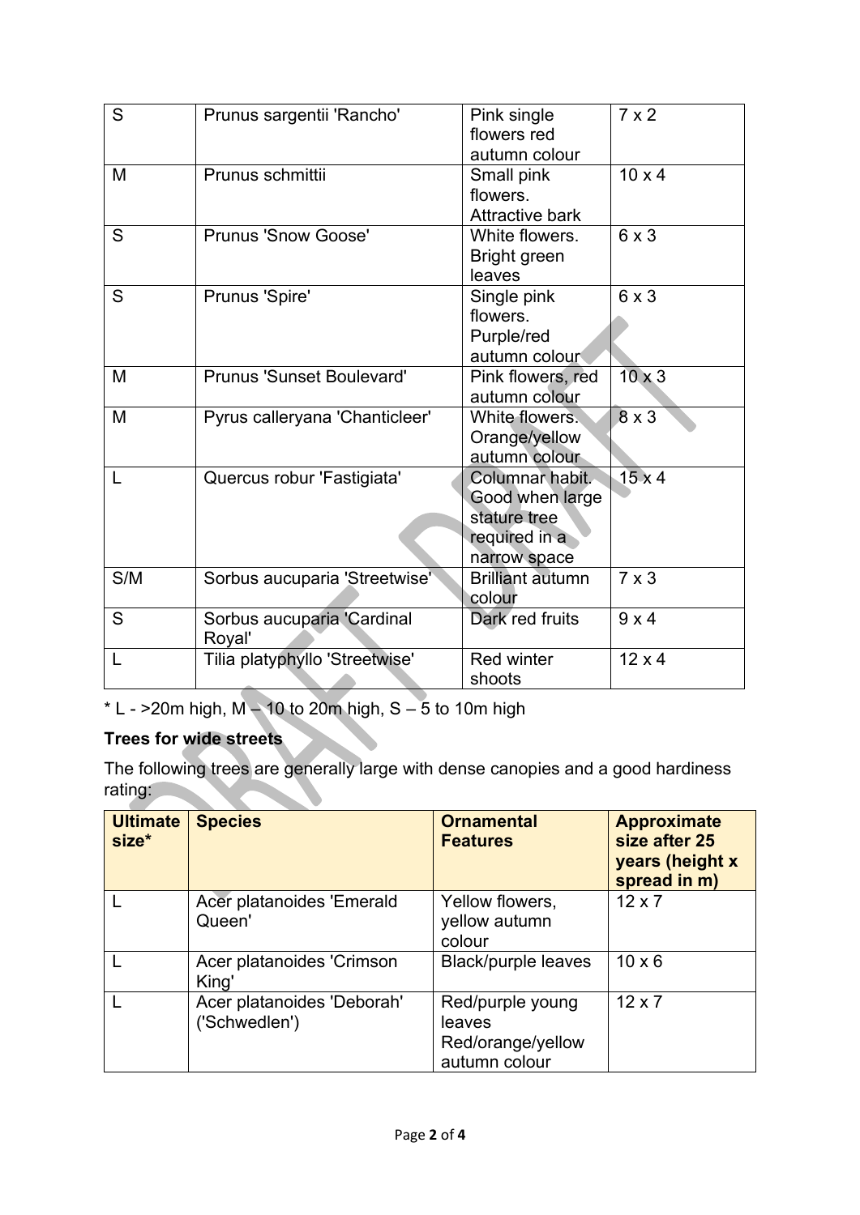| S | Prunus sargentii 'Rancho' | Pink single flowers red autumn colour | 7 x 2 |
|---|---|---|---|
| M | Prunus schmittii | Small pink flowers. Attractive bark | 10 x 4 |
| S | Prunus 'Snow Goose' | White flowers. Bright green leaves | 6 x 3 |
| S | Prunus 'Spire' | Single pink flowers. Purple/red autumn colour | 6 x 3 |
| M | Prunus 'Sunset Boulevard' | Pink flowers, red autumn colour | 10 x 3 |
| M | Pyrus calleryana 'Chanticleer' | White flowers. Orange/yellow autumn colour | 8 x 3 |
| L | Quercus robur 'Fastigiata' | Columnar habit. Good when large stature tree required in a narrow space | 15 x 4 |
| S/M | Sorbus aucuparia 'Streetwise' | Brilliant autumn colour | 7 x 3 |
| S | Sorbus aucuparia 'Cardinal Royal' | Dark red fruits | 9 x 4 |
| L | Tilia platyphyllo 'Streetwise' | Red winter shoots | 12 x 4 |

* L - >20m high, M – 10 to 20m high, S – 5 to 10m high

**Trees for wide streets**

The following trees are generally large with dense canopies and a good hardiness rating:

| Ultimate size* | Species | Ornamental Features | Approximate size after 25 years (height x spread in m) |
|---|---|---|---|
| L | Acer platanoides 'Emerald Queen' | Yellow flowers, yellow autumn colour | 12 x 7 |
| L | Acer platanoides 'Crimson King' | Black/purple leaves | 10 x 6 |
| L | Acer platanoides 'Deborah' ('Schwedlen') | Red/purple young leaves Red/orange/yellow autumn colour | 12 x 7 |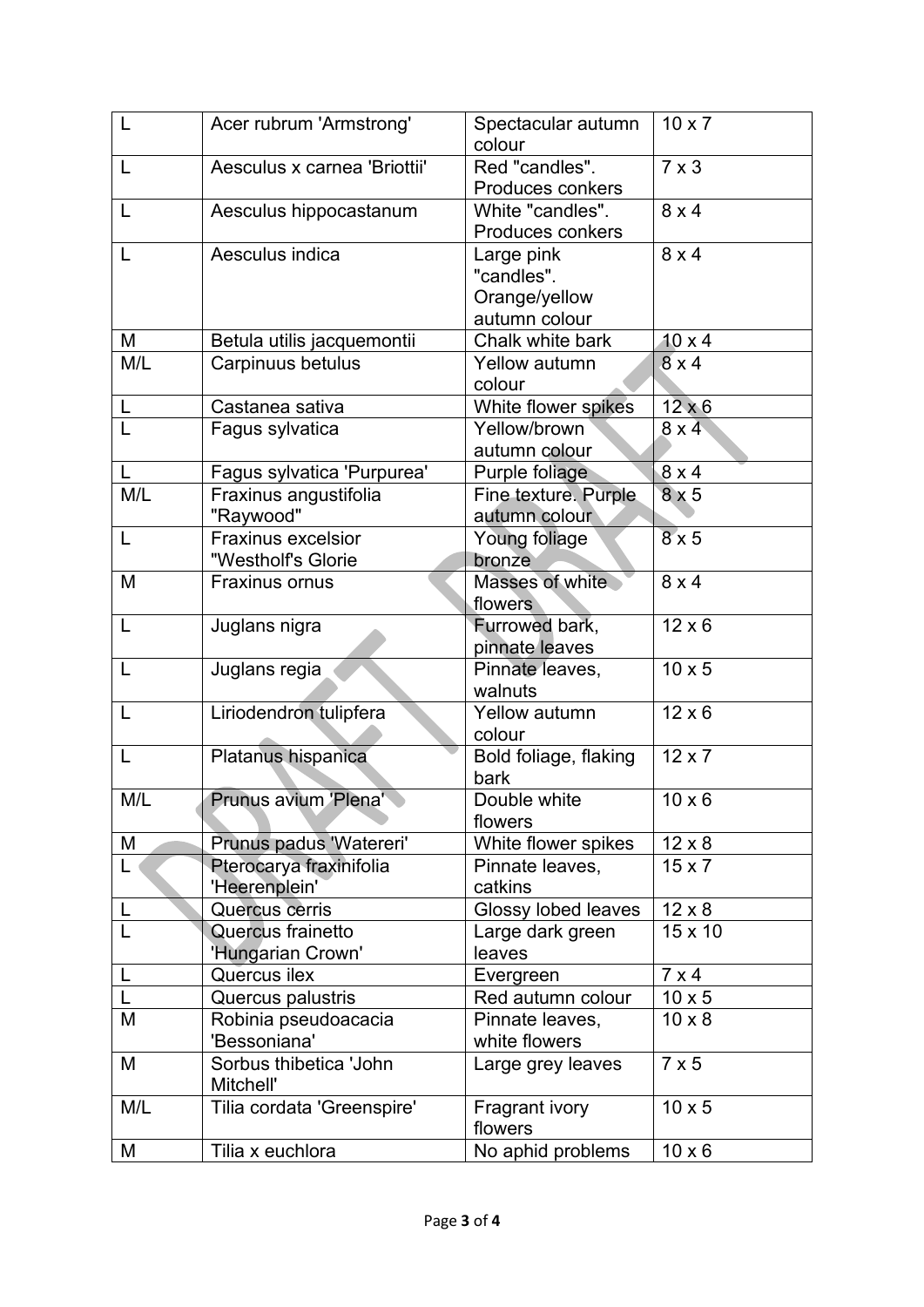| L | Acer rubrum 'Armstrong' | Spectacular autumn colour | 10 x 7 |
|---|---|---|---|
| L | Aesculus x carnea 'Briottii' | Red "candles". Produces conkers | 7 x 3 |
| L | Aesculus hippocastanum | White "candles". Produces conkers | 8 x 4 |
| L | Aesculus indica | Large pink "candles". Orange/yellow autumn colour | 8 x 4 |
| M | Betula utilis jacquemontii | Chalk white bark | 10 x 4 |
| M/L | Carpinuus betulus | Yellow autumn colour | 8 x 4 |
| L | Castanea sativa | White flower spikes | 12 x 6 |
| L | Fagus sylvatica | Yellow/brown autumn colour | 8 x 4 |
| L | Fagus sylvatica 'Purpurea' | Purple foliage | 8 x 4 |
| M/L | Fraxinus angustifolia "Raywood" | Fine texture. Purple autumn colour | 8 x 5 |
| L | Fraxinus excelsior "Westholf's Glorie | Young foliage bronze | 8 x 5 |
| M | Fraxinus ornus | Masses of white flowers | 8 x 4 |
| L | Juglans nigra | Furrowed bark, pinnate leaves | 12 x 6 |
| L | Juglans regia | Pinnate leaves, walnuts | 10 x 5 |
| L | Liriodendron tulipfera | Yellow autumn colour | 12 x 6 |
| L | Platanus hispanica | Bold foliage, flaking bark | 12 x 7 |
| M/L | Prunus avium 'Plena' | Double white flowers | 10 x 6 |
| M | Prunus padus 'Watereri' | White flower spikes | 12 x 8 |
| L | Pterocarya fraxinifolia 'Heerenplein' | Pinnate leaves, catkins | 15 x 7 |
| L | Quercus cerris | Glossy lobed leaves | 12 x 8 |
| L | Quercus frainetto 'Hungarian Crown' | Large dark green leaves | 15 x 10 |
| L | Quercus ilex | Evergreen | 7 x 4 |
| L | Quercus palustris | Red autumn colour | 10 x 5 |
| M | Robinia pseudoacacia 'Bessoniana' | Pinnate leaves, white flowers | 10 x 8 |
| M | Sorbus thibetica 'John Mitchell' | Large grey leaves | 7 x 5 |
| M/L | Tilia cordata 'Greenspire' | Fragrant ivory flowers | 10 x 5 |
| M | Tilia x euchlora | No aphid problems | 10 x 6 |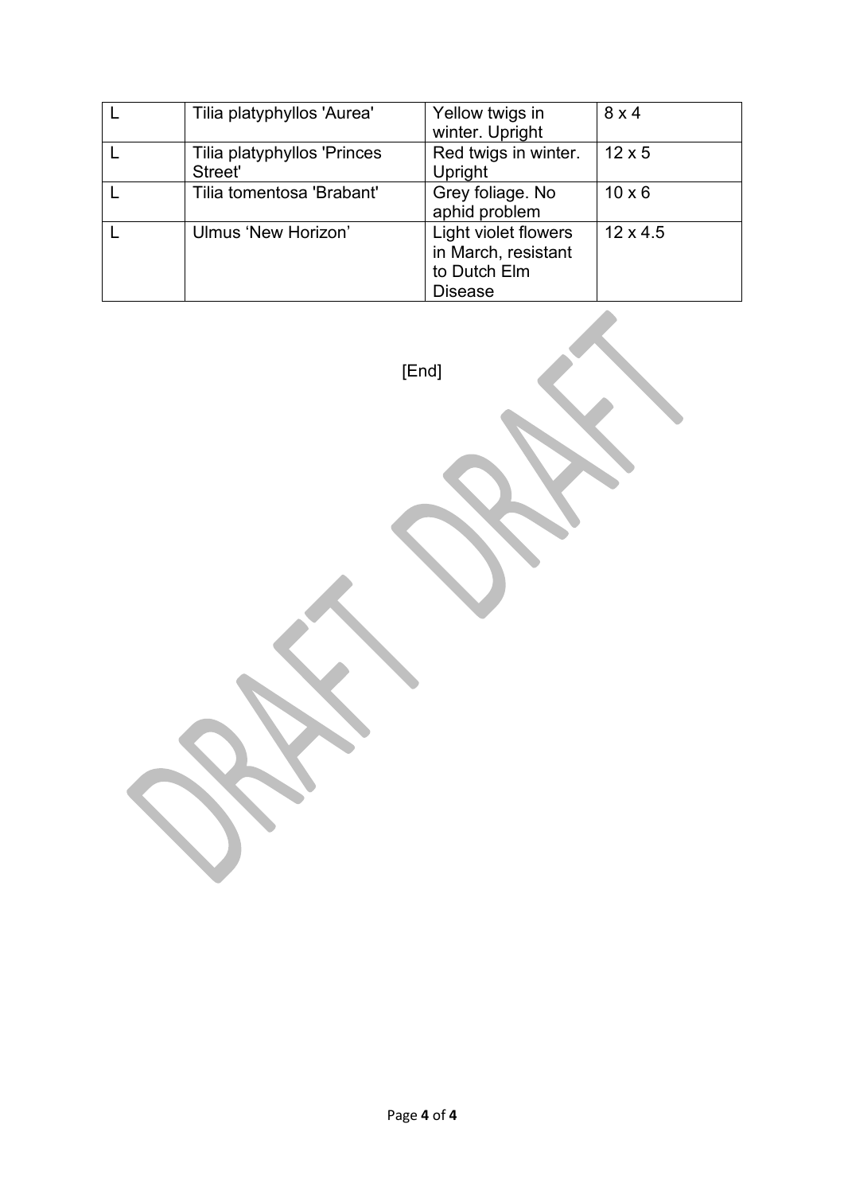| | | | |
|---|---|---|---|
| L | Tilia platyphyllos 'Aurea' | Yellow twigs in winter. Upright | 8 x 4 |
| L | Tilia platyphyllos 'Princes Street' | Red twigs in winter. Upright | 12 x 5 |
| L | Tilia tomentosa 'Brabant' | Grey foliage. No aphid problem | 10 x 6 |
| L | Ulmus 'New Horizon' | Light violet flowers in March, resistant to Dutch Elm Disease | 12 x 4.5 |

[End]